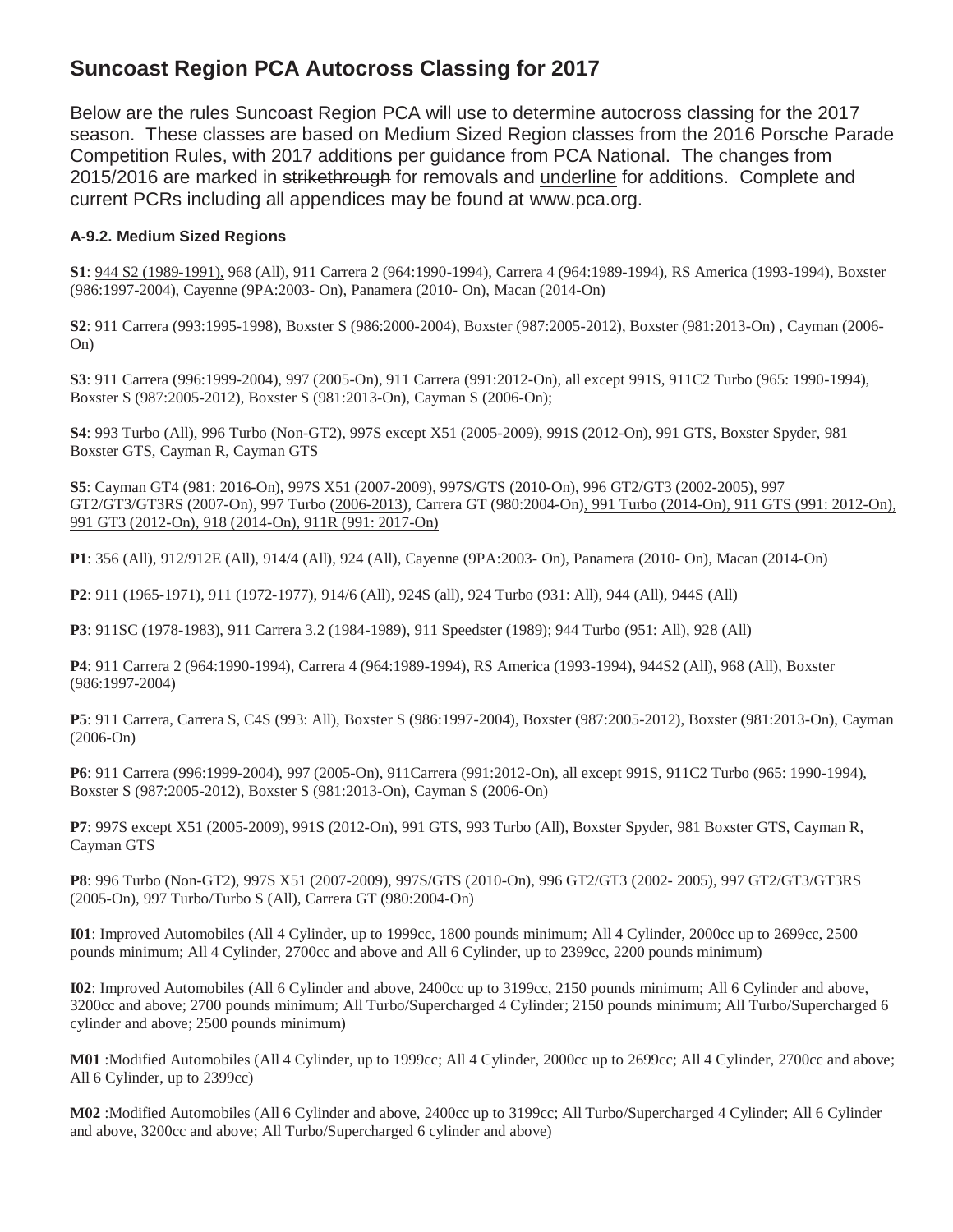# Suncoast Region PCA Autocross Classing for 2017

Below are the rules Suncoast Region PCA will use to determine autocross classing for the 2017 season. These classes are based on Medium Sized Region classes from the 2016 Porsche Parade Competition Rules, with 2017 additions per guidance from PCA National. The changes from 2015/2016 are marked in ~~strikethrough~~ for removals and <u>underline</u> for additions. Complete and current PCRs including all appendices may be found at www.pca.org.

### A-9.2. Medium Sized Regions

**S1**: <u>944 S2 (1989-1991),</u> 968 (All), 911 Carrera 2 (964:1990-1994), Carrera 4 (964:1989-1994), RS America (1993-1994), Boxster (986:1997-2004), Cayenne (9PA:2003- On), Panamera (2010- On), Macan (2014-On)

**S2**: 911 Carrera (993:1995-1998), Boxster S (986:2000-2004), Boxster (987:2005-2012), Boxster (981:2013-On) , Cayman (2006-On)

**S3**: 911 Carrera (996:1999-2004), 997 (2005-On), 911 Carrera (991:2012-On), all except 991S, 911C2 Turbo (965: 1990-1994), Boxster S (987:2005-2012), Boxster S (981:2013-On), Cayman S (2006-On);

**S4**: 993 Turbo (All), 996 Turbo (Non-GT2), 997S except X51 (2005-2009), 991S (2012-On), 991 GTS, Boxster Spyder, 981 Boxster GTS, Cayman R, Cayman GTS

**S5**: <u>Cayman GT4 (981: 2016-On),</u> 997S X51 (2007-2009), 997S/GTS (2010-On), 996 GT2/GT3 (2002-2005), 997 GT2/GT3/GT3RS (2007-On), 997 Turbo (<u>2006-2013</u>), Carrera GT (980:2004-On)<u>, 991 Turbo (2014-On), 911 GTS (991: 2012-On), 991 GT3 (2012-On), 918 (2014-On), 911R (991: 2017-On)</u>

**P1**: 356 (All), 912/912E (All), 914/4 (All), 924 (All), Cayenne (9PA:2003- On), Panamera (2010- On), Macan (2014-On)

**P2**: 911 (1965-1971), 911 (1972-1977), 914/6 (All), 924S (all), 924 Turbo (931: All), 944 (All), 944S (All)

**P3**: 911SC (1978-1983), 911 Carrera 3.2 (1984-1989), 911 Speedster (1989); 944 Turbo (951: All), 928 (All)

**P4**: 911 Carrera 2 (964:1990-1994), Carrera 4 (964:1989-1994), RS America (1993-1994), 944S2 (All), 968 (All), Boxster (986:1997-2004)

**P5**: 911 Carrera, Carrera S, C4S (993: All), Boxster S (986:1997-2004), Boxster (987:2005-2012), Boxster (981:2013-On), Cayman (2006-On)

**P6**: 911 Carrera (996:1999-2004), 997 (2005-On), 911Carrera (991:2012-On), all except 991S, 911C2 Turbo (965: 1990-1994), Boxster S (987:2005-2012), Boxster S (981:2013-On), Cayman S (2006-On)

**P7**: 997S except X51 (2005-2009), 991S (2012-On), 991 GTS, 993 Turbo (All), Boxster Spyder, 981 Boxster GTS, Cayman R, Cayman GTS

**P8**: 996 Turbo (Non-GT2), 997S X51 (2007-2009), 997S/GTS (2010-On), 996 GT2/GT3 (2002- 2005), 997 GT2/GT3/GT3RS (2005-On), 997 Turbo/Turbo S (All), Carrera GT (980:2004-On)

**I01**: Improved Automobiles (All 4 Cylinder, up to 1999cc, 1800 pounds minimum; All 4 Cylinder, 2000cc up to 2699cc, 2500 pounds minimum; All 4 Cylinder, 2700cc and above and All 6 Cylinder, up to 2399cc, 2200 pounds minimum)

**I02**: Improved Automobiles (All 6 Cylinder and above, 2400cc up to 3199cc, 2150 pounds minimum; All 6 Cylinder and above, 3200cc and above; 2700 pounds minimum; All Turbo/Supercharged 4 Cylinder; 2150 pounds minimum; All Turbo/Supercharged 6 cylinder and above; 2500 pounds minimum)

**M01** :Modified Automobiles (All 4 Cylinder, up to 1999cc; All 4 Cylinder, 2000cc up to 2699cc; All 4 Cylinder, 2700cc and above; All 6 Cylinder, up to 2399cc)

**M02** :Modified Automobiles (All 6 Cylinder and above, 2400cc up to 3199cc; All Turbo/Supercharged 4 Cylinder; All 6 Cylinder and above, 3200cc and above; All Turbo/Supercharged 6 cylinder and above)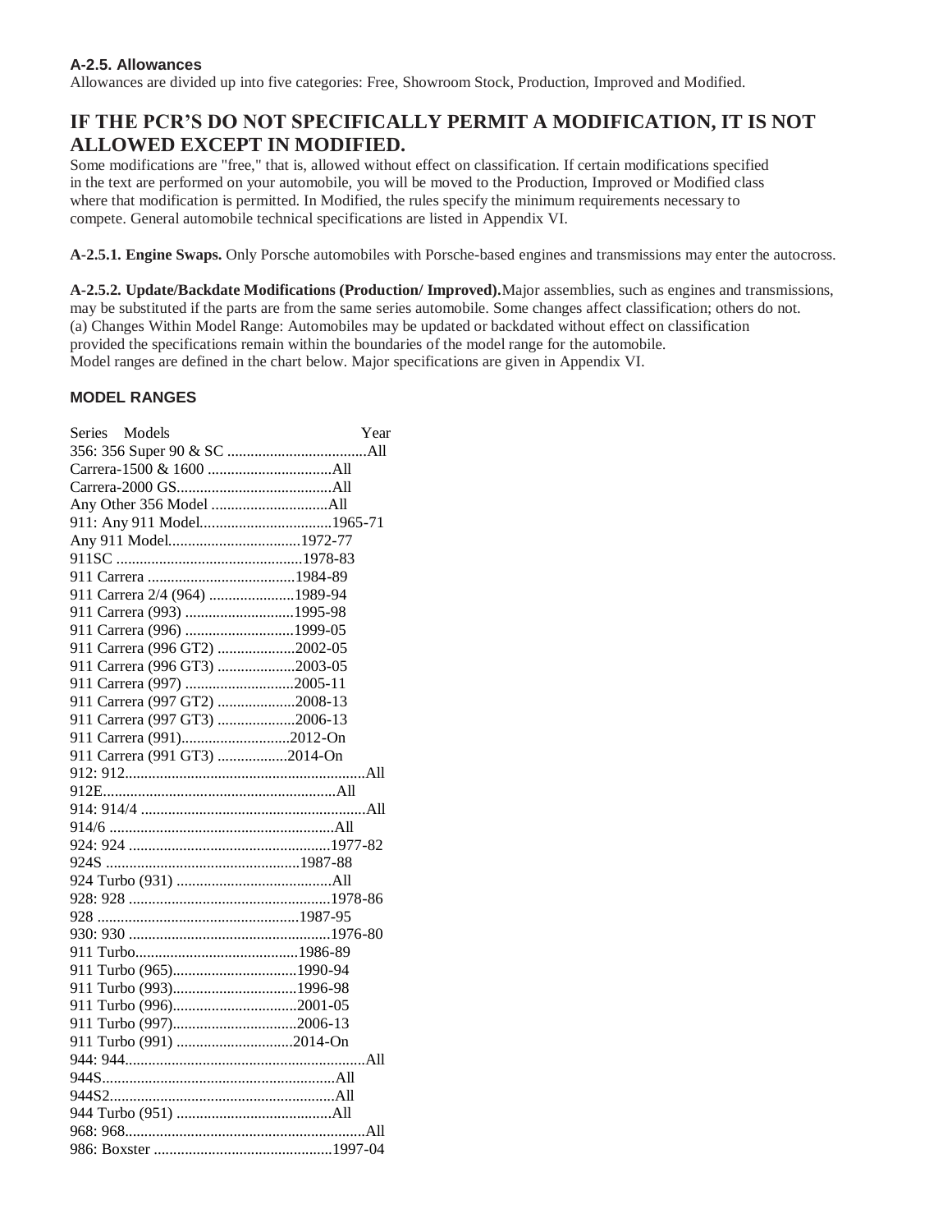### A-2.5. Allowances

Allowances are divided up into five categories: Free, Showroom Stock, Production, Improved and Modified.

## IF THE PCR'S DO NOT SPECIFICALLY PERMIT A MODIFICATION, IT IS NOT ALLOWED EXCEPT IN MODIFIED.

Some modifications are "free," that is, allowed without effect on classification. If certain modifications specified in the text are performed on your automobile, you will be moved to the Production, Improved or Modified class where that modification is permitted. In Modified, the rules specify the minimum requirements necessary to compete. General automobile technical specifications are listed in Appendix VI.

**A-2.5.1. Engine Swaps.** Only Porsche automobiles with Porsche-based engines and transmissions may enter the autocross.

**A-2.5.2. Update/Backdate Modifications (Production/ Improved).** Major assemblies, such as engines and transmissions, may be substituted if the parts are from the same series automobile. Some changes affect classification; others do not.
(a) Changes Within Model Range: Automobiles may be updated or backdated without effect on classification provided the specifications remain within the boundaries of the model range for the automobile.
Model ranges are defined in the chart below. Major specifications are given in Appendix VI.

### MODEL RANGES

| Series | Models | Year |
|---|---|---|
| 356: | 356 Super 90 & SC | All |
| | Carrera-1500 & 1600 | All |
| | Carrera-2000 GS | All |
| | Any Other 356 Model | All |
| 911: | Any 911 Model | 1965-71 |
| | Any 911 Model | 1972-77 |
| | 911SC | 1978-83 |
| | 911 Carrera | 1984-89 |
| | 911 Carrera 2/4 (964) | 1989-94 |
| | 911 Carrera (993) | 1995-98 |
| | 911 Carrera (996) | 1999-05 |
| | 911 Carrera (996 GT2) | 2002-05 |
| | 911 Carrera (996 GT3) | 2003-05 |
| | 911 Carrera (997) | 2005-11 |
| | 911 Carrera (997 GT2) | 2008-13 |
| | 911 Carrera (997 GT3) | 2006-13 |
| | 911 Carrera (991) | 2012-On |
| | 911 Carrera (991 GT3) | 2014-On |
| 912: | 912 | All |
| | 912E | All |
| 914: | 914/4 | All |
| | 914/6 | All |
| 924: | 924 | 1977-82 |
| | 924S | 1987-88 |
| | 924 Turbo (931) | All |
| 928: | 928 | 1978-86 |
| | 928 | 1987-95 |
| 930: | 930 | 1976-80 |
| | 911 Turbo | 1986-89 |
| | 911 Turbo (965) | 1990-94 |
| | 911 Turbo (993) | 1996-98 |
| | 911 Turbo (996) | 2001-05 |
| | 911 Turbo (997) | 2006-13 |
| | 911 Turbo (991) | 2014-On |
| 944: | 944 | All |
| | 944S | All |
| | 944S2 | All |
| | 944 Turbo (951) | All |
| 968: | 968 | All |
| 986: | Boxster | 1997-04 |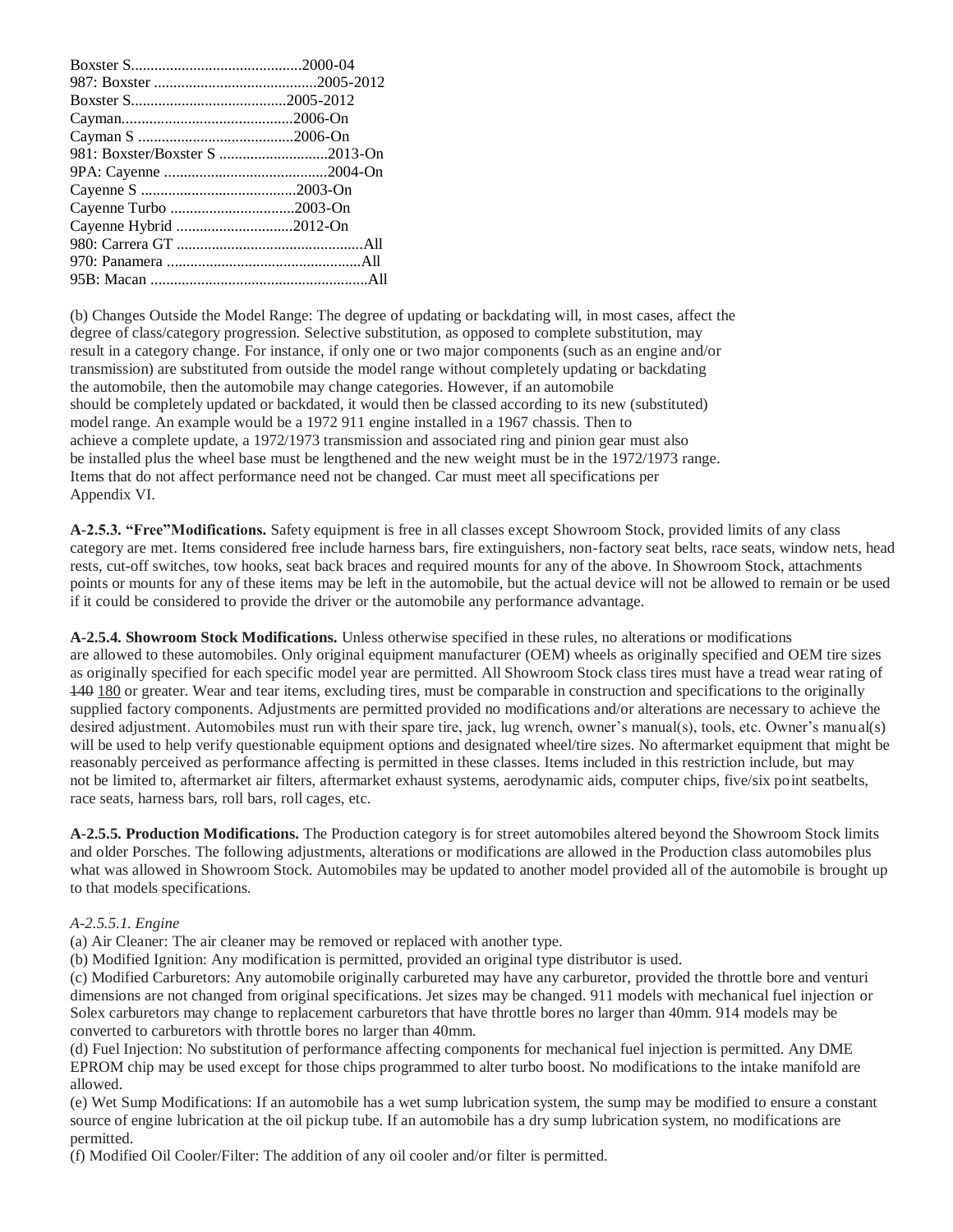Boxster S............................................2000-04
987: Boxster ..........................................2005-2012
Boxster S........................................2005-2012
Cayman............................................2006-On
Cayman S ........................................2006-On
981: Boxster/Boxster S ............................2013-On
9PA: Cayenne ..........................................2004-On
Cayenne S ........................................2003-On
Cayenne Turbo ................................2003-On
Cayenne Hybrid ..............................2012-On
980: Carrera GT ................................................All
970: Panamera ..................................................All
95B: Macan ........................................................All

(b) Changes Outside the Model Range: The degree of updating or backdating will, in most cases, affect the degree of class/category progression. Selective substitution, as opposed to complete substitution, may result in a category change. For instance, if only one or two major components (such as an engine and/or transmission) are substituted from outside the model range without completely updating or backdating the automobile, then the automobile may change categories. However, if an automobile should be completely updated or backdated, it would then be classed according to its new (substituted) model range. An example would be a 1972 911 engine installed in a 1967 chassis. Then to achieve a complete update, a 1972/1973 transmission and associated ring and pinion gear must also be installed plus the wheel base must be lengthened and the new weight must be in the 1972/1973 range. Items that do not affect performance need not be changed. Car must meet all specifications per Appendix VI.

**A-2.5.3. "Free"Modifications.** Safety equipment is free in all classes except Showroom Stock, provided limits of any class category are met. Items considered free include harness bars, fire extinguishers, non-factory seat belts, race seats, window nets, head rests, cut-off switches, tow hooks, seat back braces and required mounts for any of the above. In Showroom Stock, attachments points or mounts for any of these items may be left in the automobile, but the actual device will not be allowed to remain or be used if it could be considered to provide the driver or the automobile any performance advantage.

**A-2.5.4. Showroom Stock Modifications.** Unless otherwise specified in these rules, no alterations or modifications are allowed to these automobiles. Only original equipment manufacturer (OEM) wheels as originally specified and OEM tire sizes as originally specified for each specific model year are permitted. All Showroom Stock class tires must have a tread wear rating of ~~140~~ 180 or greater. Wear and tear items, excluding tires, must be comparable in construction and specifications to the originally supplied factory components. Adjustments are permitted provided no modifications and/or alterations are necessary to achieve the desired adjustment. Automobiles must run with their spare tire, jack, lug wrench, owner's manual(s), tools, etc. Owner's manual(s) will be used to help verify questionable equipment options and designated wheel/tire sizes. No aftermarket equipment that might be reasonably perceived as performance affecting is permitted in these classes. Items included in this restriction include, but may not be limited to, aftermarket air filters, aftermarket exhaust systems, aerodynamic aids, computer chips, five/six point seatbelts, race seats, harness bars, roll bars, roll cages, etc.

**A-2.5.5. Production Modifications.** The Production category is for street automobiles altered beyond the Showroom Stock limits and older Porsches. The following adjustments, alterations or modifications are allowed in the Production class automobiles plus what was allowed in Showroom Stock. Automobiles may be updated to another model provided all of the automobile is brought up to that models specifications.

*A-2.5.5.1. Engine*

(a) Air Cleaner: The air cleaner may be removed or replaced with another type.
(b) Modified Ignition: Any modification is permitted, provided an original type distributor is used.
(c) Modified Carburetors: Any automobile originally carbureted may have any carburetor, provided the throttle bore and venturi dimensions are not changed from original specifications. Jet sizes may be changed. 911 models with mechanical fuel injection or Solex carburetors may change to replacement carburetors that have throttle bores no larger than 40mm. 914 models may be converted to carburetors with throttle bores no larger than 40mm.
(d) Fuel Injection: No substitution of performance affecting components for mechanical fuel injection is permitted. Any DME EPROM chip may be used except for those chips programmed to alter turbo boost. No modifications to the intake manifold are allowed.
(e) Wet Sump Modifications: If an automobile has a wet sump lubrication system, the sump may be modified to ensure a constant source of engine lubrication at the oil pickup tube. If an automobile has a dry sump lubrication system, no modifications are permitted.
(f) Modified Oil Cooler/Filter: The addition of any oil cooler and/or filter is permitted.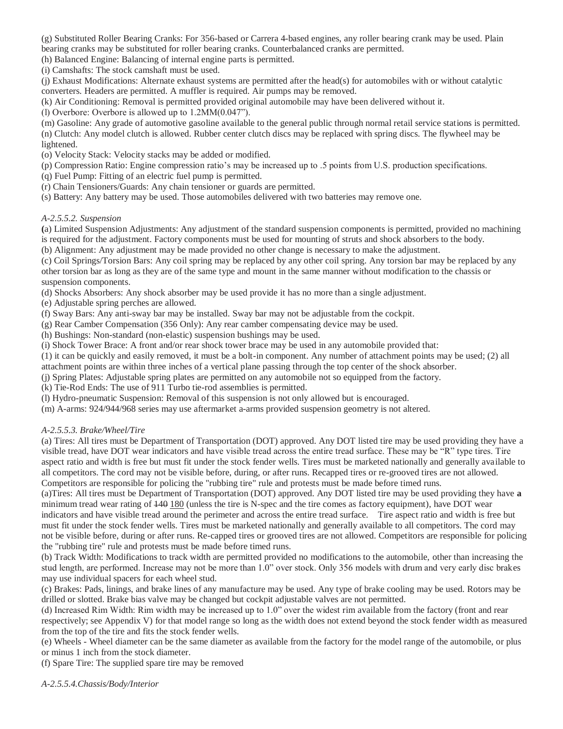(g) Substituted Roller Bearing Cranks: For 356-based or Carrera 4-based engines, any roller bearing crank may be used. Plain bearing cranks may be substituted for roller bearing cranks. Counterbalanced cranks are permitted.

(h) Balanced Engine: Balancing of internal engine parts is permitted.

(i) Camshafts: The stock camshaft must be used.

(j) Exhaust Modifications: Alternate exhaust systems are permitted after the head(s) for automobiles with or without catalytic converters. Headers are permitted. A muffler is required. Air pumps may be removed.

(k) Air Conditioning: Removal is permitted provided original automobile may have been delivered without it.

(l) Overbore: Overbore is allowed up to 1.2MM(0.047").

(m) Gasoline: Any grade of automotive gasoline available to the general public through normal retail service stations is permitted.

(n) Clutch: Any model clutch is allowed. Rubber center clutch discs may be replaced with spring discs. The flywheel may be lightened.

(o) Velocity Stack: Velocity stacks may be added or modified.

(p) Compression Ratio: Engine compression ratio's may be increased up to .5 points from U.S. production specifications.

(q) Fuel Pump: Fitting of an electric fuel pump is permitted.

(r) Chain Tensioners/Guards: Any chain tensioner or guards are permitted.

(s) Battery: Any battery may be used. Those automobiles delivered with two batteries may remove one.

*A-2.5.5.2. Suspension*

(a) Limited Suspension Adjustments: Any adjustment of the standard suspension components is permitted, provided no machining is required for the adjustment. Factory components must be used for mounting of struts and shock absorbers to the body.

(b) Alignment: Any adjustment may be made provided no other change is necessary to make the adjustment.

(c) Coil Springs/Torsion Bars: Any coil spring may be replaced by any other coil spring. Any torsion bar may be replaced by any other torsion bar as long as they are of the same type and mount in the same manner without modification to the chassis or suspension components.

(d) Shocks Absorbers: Any shock absorber may be used provide it has no more than a single adjustment.

(e) Adjustable spring perches are allowed.

(f) Sway Bars: Any anti-sway bar may be installed. Sway bar may not be adjustable from the cockpit.

(g) Rear Camber Compensation (356 Only): Any rear camber compensating device may be used.

(h) Bushings: Non-standard (non-elastic) suspension bushings may be used.

(i) Shock Tower Brace: A front and/or rear shock tower brace may be used in any automobile provided that:
(1) it can be quickly and easily removed, it must be a bolt-in component. Any number of attachment points may be used; (2) all attachment points are within three inches of a vertical plane passing through the top center of the shock absorber.

(j) Spring Plates: Adjustable spring plates are permitted on any automobile not so equipped from the factory.

(k) Tie-Rod Ends: The use of 911 Turbo tie-rod assemblies is permitted.

(l) Hydro-pneumatic Suspension: Removal of this suspension is not only allowed but is encouraged.

(m) A-arms: 924/944/968 series may use aftermarket a-arms provided suspension geometry is not altered.

*A-2.5.5.3. Brake/Wheel/Tire*

(a) Tires: All tires must be Department of Transportation (DOT) approved. Any DOT listed tire may be used providing they have a visible tread, have DOT wear indicators and have visible tread across the entire tread surface. These may be "R" type tires. Tire aspect ratio and width is free but must fit under the stock fender wells. Tires must be marketed nationally and generally available to all competitors. The cord may not be visible before, during, or after runs. Recapped tires or re-grooved tires are not allowed. Competitors are responsible for policing the "rubbing tire" rule and protests must be made before timed runs.

(a)Tires: All tires must be Department of Transportation (DOT) approved. Any DOT listed tire may be used providing they have **a** minimum tread wear rating of ~~140~~ 180 (unless the tire is N-spec and the tire comes as factory equipment), have DOT wear indicators and have visible tread around the perimeter and across the entire tread surface. Tire aspect ratio and width is free but must fit under the stock fender wells. Tires must be marketed nationally and generally available to all competitors. The cord may not be visible before, during or after runs. Re-capped tires or grooved tires are not allowed. Competitors are responsible for policing the "rubbing tire" rule and protests must be made before timed runs.

(b) Track Width: Modifications to track width are permitted provided no modifications to the automobile, other than increasing the stud length, are performed. Increase may not be more than 1.0" over stock. Only 356 models with drum and very early disc brakes may use individual spacers for each wheel stud.

(c) Brakes: Pads, linings, and brake lines of any manufacture may be used. Any type of brake cooling may be used. Rotors may be drilled or slotted. Brake bias valve may be changed but cockpit adjustable valves are not permitted.

(d) Increased Rim Width: Rim width may be increased up to 1.0" over the widest rim available from the factory (front and rear respectively; see Appendix V) for that model range so long as the width does not extend beyond the stock fender width as measured from the top of the tire and fits the stock fender wells.

(e) Wheels - Wheel diameter can be the same diameter as available from the factory for the model range of the automobile, or plus or minus 1 inch from the stock diameter.

(f) Spare Tire: The supplied spare tire may be removed

*A-2.5.5.4.Chassis/Body/Interior*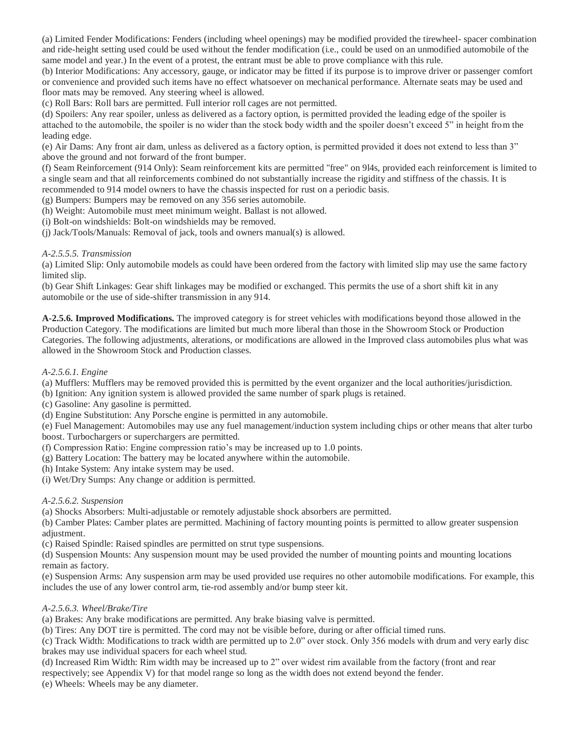(a) Limited Fender Modifications: Fenders (including wheel openings) may be modified provided the tirewheel- spacer combination and ride-height setting used could be used without the fender modification (i.e., could be used on an unmodified automobile of the same model and year.) In the event of a protest, the entrant must be able to prove compliance with this rule.

(b) Interior Modifications: Any accessory, gauge, or indicator may be fitted if its purpose is to improve driver or passenger comfort or convenience and provided such items have no effect whatsoever on mechanical performance. Alternate seats may be used and floor mats may be removed. Any steering wheel is allowed.

(c) Roll Bars: Roll bars are permitted. Full interior roll cages are not permitted.

(d) Spoilers: Any rear spoiler, unless as delivered as a factory option, is permitted provided the leading edge of the spoiler is attached to the automobile, the spoiler is no wider than the stock body width and the spoiler doesn't exceed 5" in height from the leading edge.

(e) Air Dams: Any front air dam, unless as delivered as a factory option, is permitted provided it does not extend to less than 3" above the ground and not forward of the front bumper.

(f) Seam Reinforcement (914 Only): Seam reinforcement kits are permitted "free" on 9l4s, provided each reinforcement is limited to a single seam and that all reinforcements combined do not substantially increase the rigidity and stiffness of the chassis. It is recommended to 914 model owners to have the chassis inspected for rust on a periodic basis.

(g) Bumpers: Bumpers may be removed on any 356 series automobile.

(h) Weight: Automobile must meet minimum weight. Ballast is not allowed.

(i) Bolt-on windshields: Bolt-on windshields may be removed.

(j) Jack/Tools/Manuals: Removal of jack, tools and owners manual(s) is allowed.

*A-2.5.5.5. Transmission*

(a) Limited Slip: Only automobile models as could have been ordered from the factory with limited slip may use the same factory limited slip.

(b) Gear Shift Linkages: Gear shift linkages may be modified or exchanged. This permits the use of a short shift kit in any automobile or the use of side-shifter transmission in any 914.

**A-2.5.6. Improved Modifications.** The improved category is for street vehicles with modifications beyond those allowed in the Production Category. The modifications are limited but much more liberal than those in the Showroom Stock or Production Categories. The following adjustments, alterations, or modifications are allowed in the Improved class automobiles plus what was allowed in the Showroom Stock and Production classes.

*A-2.5.6.1. Engine*

(a) Mufflers: Mufflers may be removed provided this is permitted by the event organizer and the local authorities/jurisdiction.

(b) Ignition: Any ignition system is allowed provided the same number of spark plugs is retained.

(c) Gasoline: Any gasoline is permitted.

(d) Engine Substitution: Any Porsche engine is permitted in any automobile.

(e) Fuel Management: Automobiles may use any fuel management/induction system including chips or other means that alter turbo boost. Turbochargers or superchargers are permitted.

(f) Compression Ratio: Engine compression ratio's may be increased up to 1.0 points.

(g) Battery Location: The battery may be located anywhere within the automobile.

(h) Intake System: Any intake system may be used.

(i) Wet/Dry Sumps: Any change or addition is permitted.

*A-2.5.6.2. Suspension*

(a) Shocks Absorbers: Multi-adjustable or remotely adjustable shock absorbers are permitted.

(b) Camber Plates: Camber plates are permitted. Machining of factory mounting points is permitted to allow greater suspension adjustment.

(c) Raised Spindle: Raised spindles are permitted on strut type suspensions.

(d) Suspension Mounts: Any suspension mount may be used provided the number of mounting points and mounting locations remain as factory.

(e) Suspension Arms: Any suspension arm may be used provided use requires no other automobile modifications. For example, this includes the use of any lower control arm, tie-rod assembly and/or bump steer kit.

*A-2.5.6.3. Wheel/Brake/Tire*

(a) Brakes: Any brake modifications are permitted. Any brake biasing valve is permitted.

(b) Tires: Any DOT tire is permitted. The cord may not be visible before, during or after official timed runs.

(c) Track Width: Modifications to track width are permitted up to 2.0" over stock. Only 356 models with drum and very early disc brakes may use individual spacers for each wheel stud.

(d) Increased Rim Width: Rim width may be increased up to 2" over widest rim available from the factory (front and rear respectively; see Appendix V) for that model range so long as the width does not extend beyond the fender.

(e) Wheels: Wheels may be any diameter.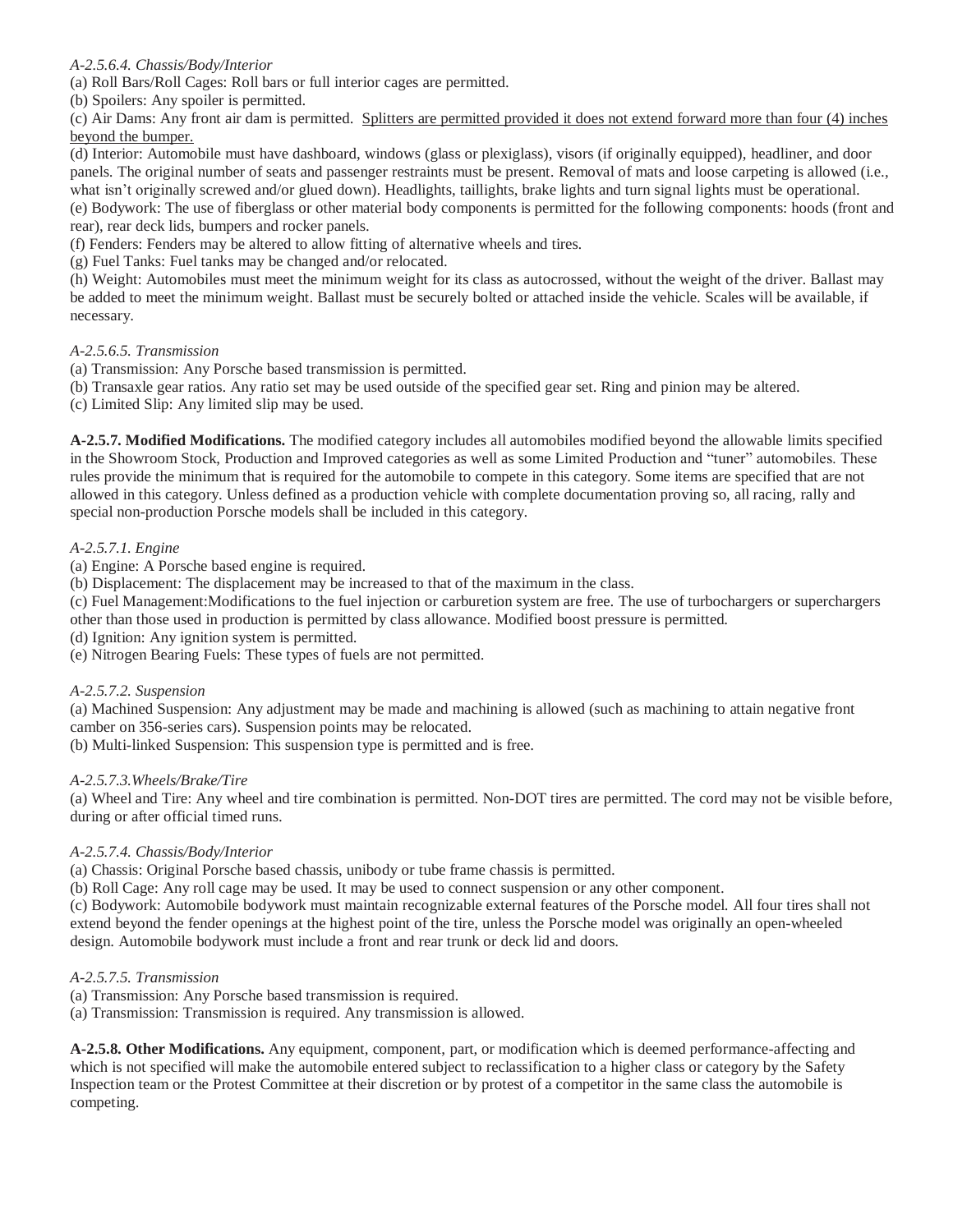*A-2.5.6.4. Chassis/Body/Interior*

(a) Roll Bars/Roll Cages: Roll bars or full interior cages are permitted.

(b) Spoilers: Any spoiler is permitted.

(c) Air Dams: Any front air dam is permitted. <u>Splitters are permitted provided it does not extend forward more than four (4) inches beyond the bumper.</u>

(d) Interior: Automobile must have dashboard, windows (glass or plexiglass), visors (if originally equipped), headliner, and door panels. The original number of seats and passenger restraints must be present. Removal of mats and loose carpeting is allowed (i.e., what isn't originally screwed and/or glued down). Headlights, taillights, brake lights and turn signal lights must be operational.

(e) Bodywork: The use of fiberglass or other material body components is permitted for the following components: hoods (front and rear), rear deck lids, bumpers and rocker panels.

(f) Fenders: Fenders may be altered to allow fitting of alternative wheels and tires.

(g) Fuel Tanks: Fuel tanks may be changed and/or relocated.

(h) Weight: Automobiles must meet the minimum weight for its class as autocrossed, without the weight of the driver. Ballast may be added to meet the minimum weight. Ballast must be securely bolted or attached inside the vehicle. Scales will be available, if necessary.

*A-2.5.6.5. Transmission*

(a) Transmission: Any Porsche based transmission is permitted.

(b) Transaxle gear ratios. Any ratio set may be used outside of the specified gear set. Ring and pinion may be altered.

(c) Limited Slip: Any limited slip may be used.

**A-2.5.7. Modified Modifications.** The modified category includes all automobiles modified beyond the allowable limits specified in the Showroom Stock, Production and Improved categories as well as some Limited Production and "tuner" automobiles. These rules provide the minimum that is required for the automobile to compete in this category. Some items are specified that are not allowed in this category. Unless defined as a production vehicle with complete documentation proving so, all racing, rally and special non-production Porsche models shall be included in this category.

*A-2.5.7.1. Engine*

(a) Engine: A Porsche based engine is required.

(b) Displacement: The displacement may be increased to that of the maximum in the class.

(c) Fuel Management:Modifications to the fuel injection or carburetion system are free. The use of turbochargers or superchargers other than those used in production is permitted by class allowance. Modified boost pressure is permitted.

(d) Ignition: Any ignition system is permitted.

(e) Nitrogen Bearing Fuels: These types of fuels are not permitted.

*A-2.5.7.2. Suspension*

(a) Machined Suspension: Any adjustment may be made and machining is allowed (such as machining to attain negative front camber on 356-series cars). Suspension points may be relocated.

(b) Multi-linked Suspension: This suspension type is permitted and is free.

*A-2.5.7.3.Wheels/Brake/Tire*

(a) Wheel and Tire: Any wheel and tire combination is permitted. Non-DOT tires are permitted. The cord may not be visible before, during or after official timed runs.

*A-2.5.7.4. Chassis/Body/Interior*

(a) Chassis: Original Porsche based chassis, unibody or tube frame chassis is permitted.

(b) Roll Cage: Any roll cage may be used. It may be used to connect suspension or any other component.

(c) Bodywork: Automobile bodywork must maintain recognizable external features of the Porsche model. All four tires shall not extend beyond the fender openings at the highest point of the tire, unless the Porsche model was originally an open-wheeled design. Automobile bodywork must include a front and rear trunk or deck lid and doors.

*A-2.5.7.5. Transmission*

(a) Transmission: Any Porsche based transmission is required.

(a) Transmission: Transmission is required. Any transmission is allowed.

**A-2.5.8. Other Modifications.** Any equipment, component, part, or modification which is deemed performance-affecting and which is not specified will make the automobile entered subject to reclassification to a higher class or category by the Safety Inspection team or the Protest Committee at their discretion or by protest of a competitor in the same class the automobile is competing.